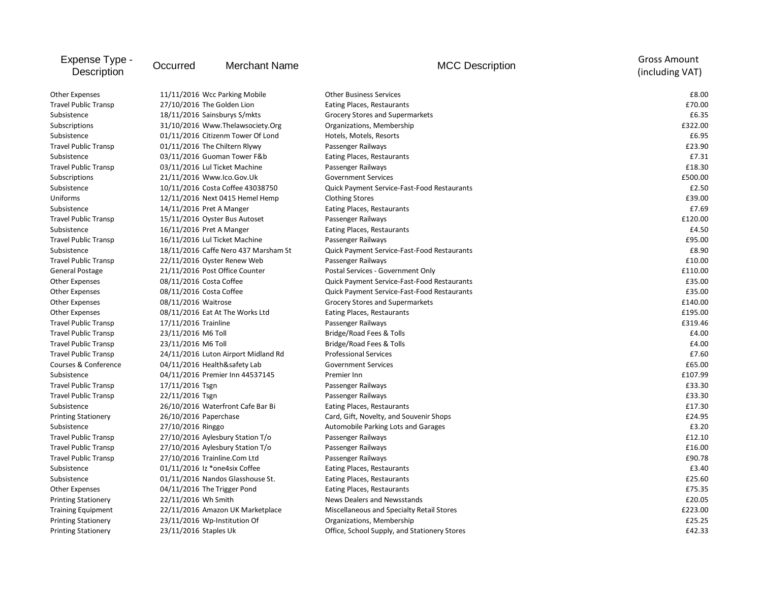| Expense Type - Description | Occurred | Merchant Name | MCC Description | Gross Amount (including VAT) |
|---|---|---|---|---|
| Other Expenses | 11/11/2016 | Wcc Parking Mobile | Other Business Services | £8.00 |
| Travel Public Transp | 27/10/2016 | The Golden Lion | Eating Places, Restaurants | £70.00 |
| Subsistence | 18/11/2016 | Sainsburys S/mkts | Grocery Stores and Supermarkets | £6.35 |
| Subscriptions | 31/10/2016 | Www.Thelawsociety.Org | Organizations, Membership | £322.00 |
| Subsistence | 01/11/2016 | Citizenm Tower Of Lond | Hotels, Motels, Resorts | £6.95 |
| Travel Public Transp | 01/11/2016 | The Chiltern Rlywy | Passenger Railways | £23.90 |
| Subsistence | 03/11/2016 | Guoman Tower F&b | Eating Places, Restaurants | £7.31 |
| Travel Public Transp | 03/11/2016 | Lul Ticket Machine | Passenger Railways | £18.30 |
| Subscriptions | 21/11/2016 | Www.Ico.Gov.Uk | Government Services | £500.00 |
| Subsistence | 10/11/2016 | Costa Coffee 43038750 | Quick Payment Service-Fast-Food Restaurants | £2.50 |
| Uniforms | 12/11/2016 | Next 0415 Hemel Hemp | Clothing Stores | £39.00 |
| Subsistence | 14/11/2016 | Pret A Manger | Eating Places, Restaurants | £7.69 |
| Travel Public Transp | 15/11/2016 | Oyster Bus Autoset | Passenger Railways | £120.00 |
| Subsistence | 16/11/2016 | Pret A Manger | Eating Places, Restaurants | £4.50 |
| Travel Public Transp | 16/11/2016 | Lul Ticket Machine | Passenger Railways | £95.00 |
| Subsistence | 18/11/2016 | Caffe Nero 437 Marsham St | Quick Payment Service-Fast-Food Restaurants | £8.90 |
| Travel Public Transp | 22/11/2016 | Oyster Renew Web | Passenger Railways | £10.00 |
| General Postage | 21/11/2016 | Post Office Counter | Postal Services - Government Only | £110.00 |
| Other Expenses | 08/11/2016 | Costa Coffee | Quick Payment Service-Fast-Food Restaurants | £35.00 |
| Other Expenses | 08/11/2016 | Costa Coffee | Quick Payment Service-Fast-Food Restaurants | £35.00 |
| Other Expenses | 08/11/2016 | Waitrose | Grocery Stores and Supermarkets | £140.00 |
| Other Expenses | 08/11/2016 | Eat At The Works Ltd | Eating Places, Restaurants | £195.00 |
| Travel Public Transp | 17/11/2016 | Trainline | Passenger Railways | £319.46 |
| Travel Public Transp | 23/11/2016 | M6 Toll | Bridge/Road Fees & Tolls | £4.00 |
| Travel Public Transp | 23/11/2016 | M6 Toll | Bridge/Road Fees & Tolls | £4.00 |
| Travel Public Transp | 24/11/2016 | Luton Airport Midland Rd | Professional Services | £7.60 |
| Courses & Conference | 04/11/2016 | Health&safety Lab | Government Services | £65.00 |
| Subsistence | 04/11/2016 | Premier Inn 44537145 | Premier Inn | £107.99 |
| Travel Public Transp | 17/11/2016 | Tsgn | Passenger Railways | £33.30 |
| Travel Public Transp | 22/11/2016 | Tsgn | Passenger Railways | £33.30 |
| Subsistence | 26/10/2016 | Waterfront Cafe Bar Bi | Eating Places, Restaurants | £17.30 |
| Printing Stationery | 26/10/2016 | Paperchase | Card, Gift, Novelty, and Souvenir Shops | £24.95 |
| Subsistence | 27/10/2016 | Ringgo | Automobile Parking Lots and Garages | £3.20 |
| Travel Public Transp | 27/10/2016 | Aylesbury Station T/o | Passenger Railways | £12.10 |
| Travel Public Transp | 27/10/2016 | Aylesbury Station T/o | Passenger Railways | £16.00 |
| Travel Public Transp | 27/10/2016 | Trainline.Com Ltd | Passenger Railways | £90.78 |
| Subsistence | 01/11/2016 | Iz *one4six Coffee | Eating Places, Restaurants | £3.40 |
| Subsistence | 01/11/2016 | Nandos Glasshouse St. | Eating Places, Restaurants | £25.60 |
| Other Expenses | 04/11/2016 | The Trigger Pond | Eating Places, Restaurants | £75.35 |
| Printing Stationery | 22/11/2016 | Wh Smith | News Dealers and Newsstands | £20.05 |
| Training Equipment | 22/11/2016 | Amazon UK Marketplace | Miscellaneous and Specialty Retail Stores | £223.00 |
| Printing Stationery | 23/11/2016 | Wp-Institution Of | Organizations, Membership | £25.25 |
| Printing Stationery | 23/11/2016 | Staples Uk | Office, School Supply, and Stationery Stores | £42.33 |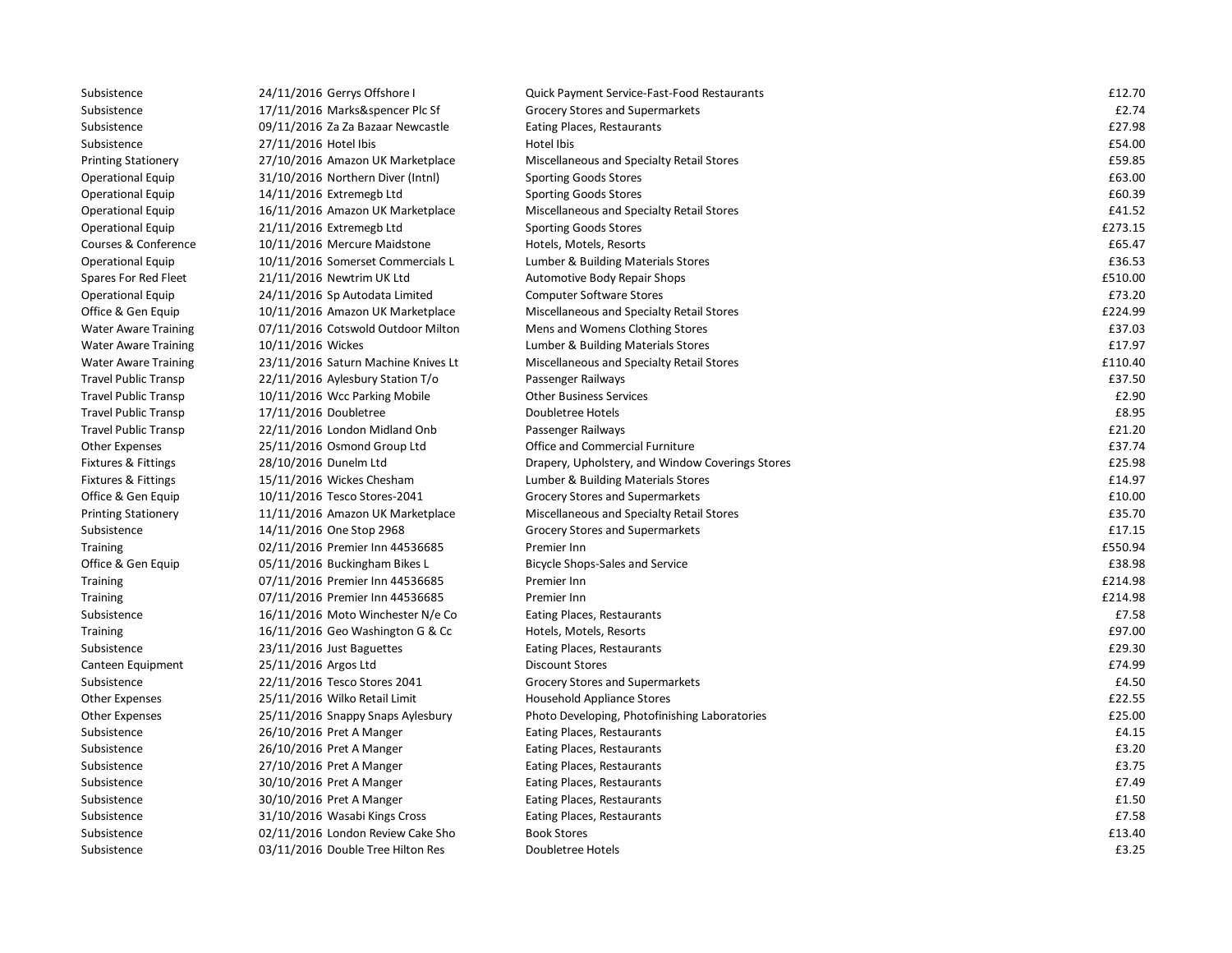| | | | | |
|---|---|---|---|---|
| Subsistence | 24/11/2016 | Gerrys Offshore I | Quick Payment Service-Fast-Food Restaurants | £12.70 |
| Subsistence | 17/11/2016 | Marks&spencer Plc Sf | Grocery Stores and Supermarkets | £2.74 |
| Subsistence | 09/11/2016 | Za Za Bazaar Newcastle | Eating Places, Restaurants | £27.98 |
| Subsistence | 27/11/2016 | Hotel Ibis | Hotel Ibis | £54.00 |
| Printing Stationery | 27/10/2016 | Amazon UK Marketplace | Miscellaneous and Specialty Retail Stores | £59.85 |
| Operational Equip | 31/10/2016 | Northern Diver (Intnl) | Sporting Goods Stores | £63.00 |
| Operational Equip | 14/11/2016 | Extremegb Ltd | Sporting Goods Stores | £60.39 |
| Operational Equip | 16/11/2016 | Amazon UK Marketplace | Miscellaneous and Specialty Retail Stores | £41.52 |
| Operational Equip | 21/11/2016 | Extremegb Ltd | Sporting Goods Stores | £273.15 |
| Courses & Conference | 10/11/2016 | Mercure Maidstone | Hotels, Motels, Resorts | £65.47 |
| Operational Equip | 10/11/2016 | Somerset Commercials L | Lumber & Building Materials Stores | £36.53 |
| Spares For Red Fleet | 21/11/2016 | Newtrim UK Ltd | Automotive Body Repair Shops | £510.00 |
| Operational Equip | 24/11/2016 | Sp Autodata Limited | Computer Software Stores | £73.20 |
| Office & Gen Equip | 10/11/2016 | Amazon UK Marketplace | Miscellaneous and Specialty Retail Stores | £224.99 |
| Water Aware Training | 07/11/2016 | Cotswold Outdoor Milton | Mens and Womens Clothing Stores | £37.03 |
| Water Aware Training | 10/11/2016 | Wickes | Lumber & Building Materials Stores | £17.97 |
| Water Aware Training | 23/11/2016 | Saturn Machine Knives Lt | Miscellaneous and Specialty Retail Stores | £110.40 |
| Travel Public Transp | 22/11/2016 | Aylesbury Station T/o | Passenger Railways | £37.50 |
| Travel Public Transp | 10/11/2016 | Wcc Parking Mobile | Other Business Services | £2.90 |
| Travel Public Transp | 17/11/2016 | Doubletree | Doubletree Hotels | £8.95 |
| Travel Public Transp | 22/11/2016 | London Midland Onb | Passenger Railways | £21.20 |
| Other Expenses | 25/11/2016 | Osmond Group Ltd | Office and Commercial Furniture | £37.74 |
| Fixtures & Fittings | 28/10/2016 | Dunelm Ltd | Drapery, Upholstery, and Window Coverings Stores | £25.98 |
| Fixtures & Fittings | 15/11/2016 | Wickes Chesham | Lumber & Building Materials Stores | £14.97 |
| Office & Gen Equip | 10/11/2016 | Tesco Stores-2041 | Grocery Stores and Supermarkets | £10.00 |
| Printing Stationery | 11/11/2016 | Amazon UK Marketplace | Miscellaneous and Specialty Retail Stores | £35.70 |
| Subsistence | 14/11/2016 | One Stop 2968 | Grocery Stores and Supermarkets | £17.15 |
| Training | 02/11/2016 | Premier Inn 44536685 | Premier Inn | £550.94 |
| Office & Gen Equip | 05/11/2016 | Buckingham Bikes L | Bicycle Shops-Sales and Service | £38.98 |
| Training | 07/11/2016 | Premier Inn 44536685 | Premier Inn | £214.98 |
| Training | 07/11/2016 | Premier Inn 44536685 | Premier Inn | £214.98 |
| Subsistence | 16/11/2016 | Moto Winchester N/e Co | Eating Places, Restaurants | £7.58 |
| Training | 16/11/2016 | Geo Washington G & Cc | Hotels, Motels, Resorts | £97.00 |
| Subsistence | 23/11/2016 | Just Baguettes | Eating Places, Restaurants | £29.30 |
| Canteen Equipment | 25/11/2016 | Argos Ltd | Discount Stores | £74.99 |
| Subsistence | 22/11/2016 | Tesco Stores 2041 | Grocery Stores and Supermarkets | £4.50 |
| Other Expenses | 25/11/2016 | Wilko Retail Limit | Household Appliance Stores | £22.55 |
| Other Expenses | 25/11/2016 | Snappy Snaps Aylesbury | Photo Developing, Photofinishing Laboratories | £25.00 |
| Subsistence | 26/10/2016 | Pret A Manger | Eating Places, Restaurants | £4.15 |
| Subsistence | 26/10/2016 | Pret A Manger | Eating Places, Restaurants | £3.20 |
| Subsistence | 27/10/2016 | Pret A Manger | Eating Places, Restaurants | £3.75 |
| Subsistence | 30/10/2016 | Pret A Manger | Eating Places, Restaurants | £7.49 |
| Subsistence | 30/10/2016 | Pret A Manger | Eating Places, Restaurants | £1.50 |
| Subsistence | 31/10/2016 | Wasabi Kings Cross | Eating Places, Restaurants | £7.58 |
| Subsistence | 02/11/2016 | London Review Cake Sho | Book Stores | £13.40 |
| Subsistence | 03/11/2016 | Double Tree Hilton Res | Doubletree Hotels | £3.25 |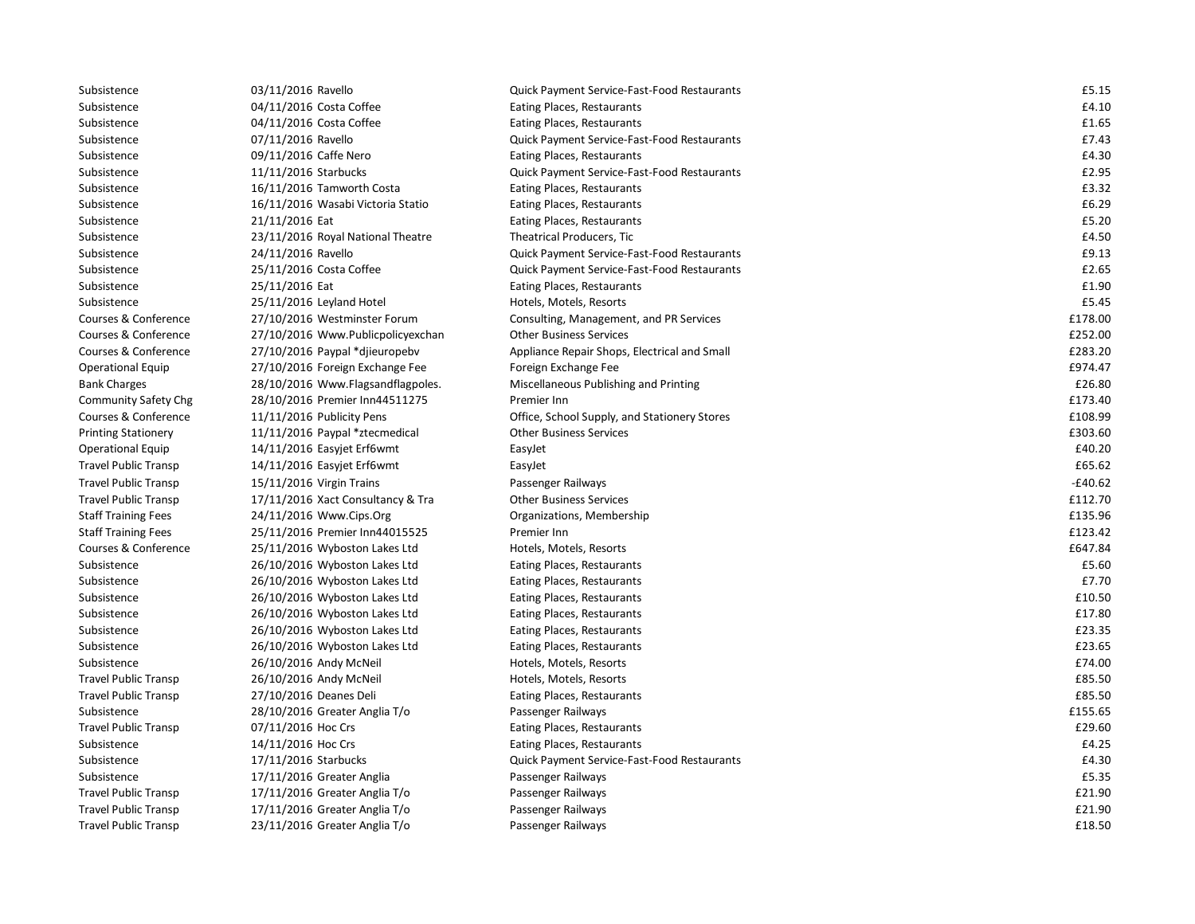| | | | | |
|---|---|---|---|---|
| Subsistence | 03/11/2016 | Ravello | Quick Payment Service-Fast-Food Restaurants | £5.15 |
| Subsistence | 04/11/2016 | Costa Coffee | Eating Places, Restaurants | £4.10 |
| Subsistence | 04/11/2016 | Costa Coffee | Eating Places, Restaurants | £1.65 |
| Subsistence | 07/11/2016 | Ravello | Quick Payment Service-Fast-Food Restaurants | £7.43 |
| Subsistence | 09/11/2016 | Caffe Nero | Eating Places, Restaurants | £4.30 |
| Subsistence | 11/11/2016 | Starbucks | Quick Payment Service-Fast-Food Restaurants | £2.95 |
| Subsistence | 16/11/2016 | Tamworth Costa | Eating Places, Restaurants | £3.32 |
| Subsistence | 16/11/2016 | Wasabi Victoria Statio | Eating Places, Restaurants | £6.29 |
| Subsistence | 21/11/2016 | Eat | Eating Places, Restaurants | £5.20 |
| Subsistence | 23/11/2016 | Royal National Theatre | Theatrical Producers, Tic | £4.50 |
| Subsistence | 24/11/2016 | Ravello | Quick Payment Service-Fast-Food Restaurants | £9.13 |
| Subsistence | 25/11/2016 | Costa Coffee | Quick Payment Service-Fast-Food Restaurants | £2.65 |
| Subsistence | 25/11/2016 | Eat | Eating Places, Restaurants | £1.90 |
| Subsistence | 25/11/2016 | Leyland Hotel | Hotels, Motels, Resorts | £5.45 |
| Courses & Conference | 27/10/2016 | Westminster Forum | Consulting, Management, and PR Services | £178.00 |
| Courses & Conference | 27/10/2016 | Www.Publicpolicyexchan | Other Business Services | £252.00 |
| Courses & Conference | 27/10/2016 | Paypal *djieuropebv | Appliance Repair Shops, Electrical and Small | £283.20 |
| Operational Equip | 27/10/2016 | Foreign Exchange Fee | Foreign Exchange Fee | £974.47 |
| Bank Charges | 28/10/2016 | Www.Flagsandflagpoles. | Miscellaneous Publishing and Printing | £26.80 |
| Community Safety Chg | 28/10/2016 | Premier Inn44511275 | Premier Inn | £173.40 |
| Courses & Conference | 11/11/2016 | Publicity Pens | Office, School Supply, and Stationery Stores | £108.99 |
| Printing Stationery | 11/11/2016 | Paypal *ztecmedical | Other Business Services | £303.60 |
| Operational Equip | 14/11/2016 | Easyjet Erf6wmt | EasyJet | £40.20 |
| Travel Public Transp | 14/11/2016 | Easyjet Erf6wmt | EasyJet | £65.62 |
| Travel Public Transp | 15/11/2016 | Virgin Trains | Passenger Railways | -£40.62 |
| Travel Public Transp | 17/11/2016 | Xact Consultancy & Tra | Other Business Services | £112.70 |
| Staff Training Fees | 24/11/2016 | Www.Cips.Org | Organizations, Membership | £135.96 |
| Staff Training Fees | 25/11/2016 | Premier Inn44015525 | Premier Inn | £123.42 |
| Courses & Conference | 25/11/2016 | Wyboston Lakes Ltd | Hotels, Motels, Resorts | £647.84 |
| Subsistence | 26/10/2016 | Wyboston Lakes Ltd | Eating Places, Restaurants | £5.60 |
| Subsistence | 26/10/2016 | Wyboston Lakes Ltd | Eating Places, Restaurants | £7.70 |
| Subsistence | 26/10/2016 | Wyboston Lakes Ltd | Eating Places, Restaurants | £10.50 |
| Subsistence | 26/10/2016 | Wyboston Lakes Ltd | Eating Places, Restaurants | £17.80 |
| Subsistence | 26/10/2016 | Wyboston Lakes Ltd | Eating Places, Restaurants | £23.35 |
| Subsistence | 26/10/2016 | Wyboston Lakes Ltd | Eating Places, Restaurants | £23.65 |
| Subsistence | 26/10/2016 | Andy McNeil | Hotels, Motels, Resorts | £74.00 |
| Travel Public Transp | 26/10/2016 | Andy McNeil | Hotels, Motels, Resorts | £85.50 |
| Travel Public Transp | 27/10/2016 | Deanes Deli | Eating Places, Restaurants | £85.50 |
| Subsistence | 28/10/2016 | Greater Anglia T/o | Passenger Railways | £155.65 |
| Travel Public Transp | 07/11/2016 | Hoc Crs | Eating Places, Restaurants | £29.60 |
| Subsistence | 14/11/2016 | Hoc Crs | Eating Places, Restaurants | £4.25 |
| Subsistence | 17/11/2016 | Starbucks | Quick Payment Service-Fast-Food Restaurants | £4.30 |
| Subsistence | 17/11/2016 | Greater Anglia | Passenger Railways | £5.35 |
| Travel Public Transp | 17/11/2016 | Greater Anglia T/o | Passenger Railways | £21.90 |
| Travel Public Transp | 17/11/2016 | Greater Anglia T/o | Passenger Railways | £21.90 |
| Travel Public Transp | 23/11/2016 | Greater Anglia T/o | Passenger Railways | £18.50 |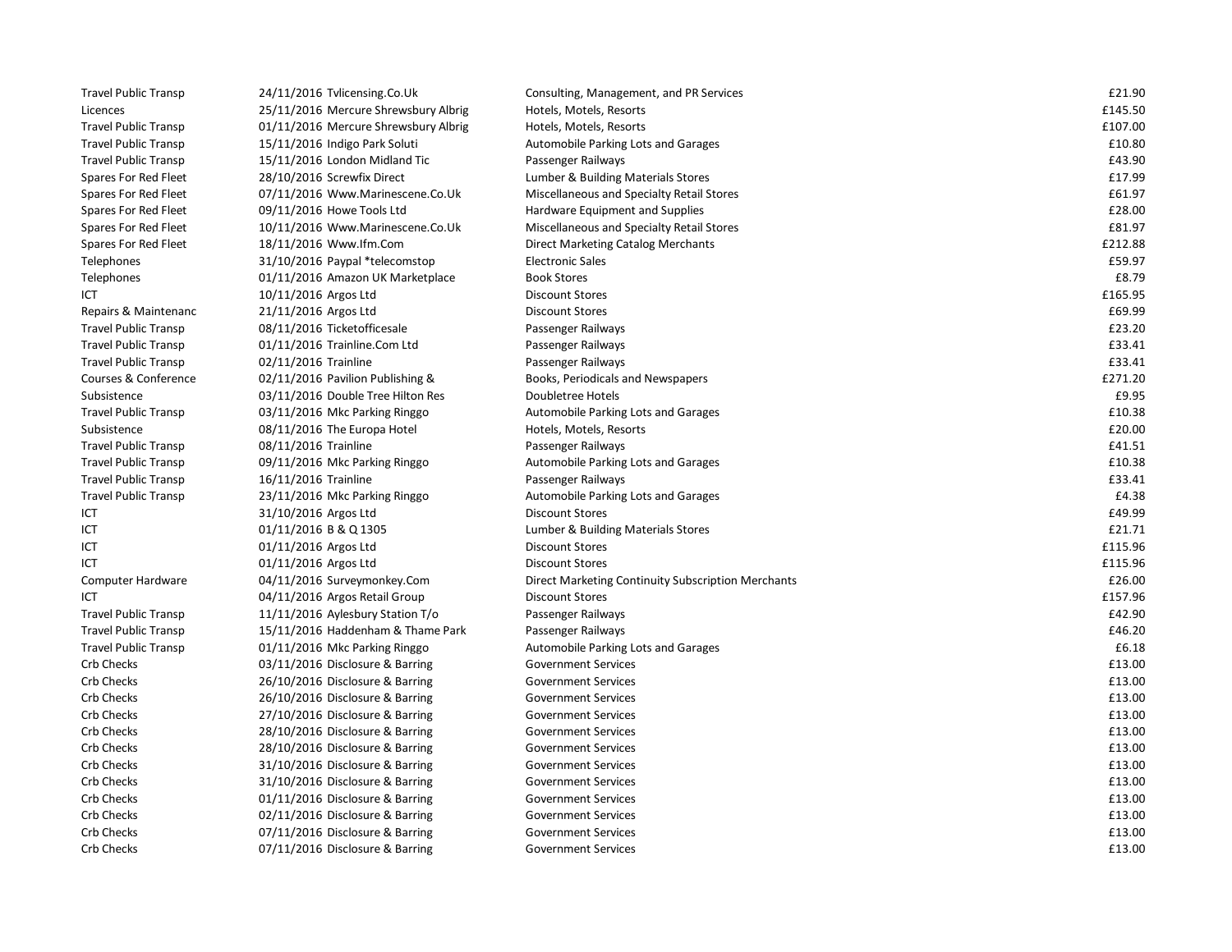| | | | | |
|---|---|---|---|---|
| Travel Public Transp | 24/11/2016 | Tvlicensing.Co.Uk | Consulting, Management, and PR Services | £21.90 |
| Licences | 25/11/2016 | Mercure Shrewsbury Albrig | Hotels, Motels, Resorts | £145.50 |
| Travel Public Transp | 01/11/2016 | Mercure Shrewsbury Albrig | Hotels, Motels, Resorts | £107.00 |
| Travel Public Transp | 15/11/2016 | Indigo Park Soluti | Automobile Parking Lots and Garages | £10.80 |
| Travel Public Transp | 15/11/2016 | London Midland Tic | Passenger Railways | £43.90 |
| Spares For Red Fleet | 28/10/2016 | Screwfix Direct | Lumber & Building Materials Stores | £17.99 |
| Spares For Red Fleet | 07/11/2016 | Www.Marinescene.Co.Uk | Miscellaneous and Specialty Retail Stores | £61.97 |
| Spares For Red Fleet | 09/11/2016 | Howe Tools Ltd | Hardware Equipment and Supplies | £28.00 |
| Spares For Red Fleet | 10/11/2016 | Www.Marinescene.Co.Uk | Miscellaneous and Specialty Retail Stores | £81.97 |
| Spares For Red Fleet | 18/11/2016 | Www.Ifm.Com | Direct Marketing Catalog Merchants | £212.88 |
| Telephones | 31/10/2016 | Paypal *telecomstop | Electronic Sales | £59.97 |
| Telephones | 01/11/2016 | Amazon UK Marketplace | Book Stores | £8.79 |
| ICT | 10/11/2016 | Argos Ltd | Discount Stores | £165.95 |
| Repairs & Maintenanc | 21/11/2016 | Argos Ltd | Discount Stores | £69.99 |
| Travel Public Transp | 08/11/2016 | Ticketofficesale | Passenger Railways | £23.20 |
| Travel Public Transp | 01/11/2016 | Trainline.Com Ltd | Passenger Railways | £33.41 |
| Travel Public Transp | 02/11/2016 | Trainline | Passenger Railways | £33.41 |
| Courses & Conference | 02/11/2016 | Pavilion Publishing & | Books, Periodicals and Newspapers | £271.20 |
| Subsistence | 03/11/2016 | Double Tree Hilton Res | Doubletree Hotels | £9.95 |
| Travel Public Transp | 03/11/2016 | Mkc Parking Ringgo | Automobile Parking Lots and Garages | £10.38 |
| Subsistence | 08/11/2016 | The Europa Hotel | Hotels, Motels, Resorts | £20.00 |
| Travel Public Transp | 08/11/2016 | Trainline | Passenger Railways | £41.51 |
| Travel Public Transp | 09/11/2016 | Mkc Parking Ringgo | Automobile Parking Lots and Garages | £10.38 |
| Travel Public Transp | 16/11/2016 | Trainline | Passenger Railways | £33.41 |
| Travel Public Transp | 23/11/2016 | Mkc Parking Ringgo | Automobile Parking Lots and Garages | £4.38 |
| ICT | 31/10/2016 | Argos Ltd | Discount Stores | £49.99 |
| ICT | 01/11/2016 | B & Q 1305 | Lumber & Building Materials Stores | £21.71 |
| ICT | 01/11/2016 | Argos Ltd | Discount Stores | £115.96 |
| ICT | 01/11/2016 | Argos Ltd | Discount Stores | £115.96 |
| Computer Hardware | 04/11/2016 | Surveymonkey.Com | Direct Marketing Continuity Subscription Merchants | £26.00 |
| ICT | 04/11/2016 | Argos Retail Group | Discount Stores | £157.96 |
| Travel Public Transp | 11/11/2016 | Aylesbury Station T/o | Passenger Railways | £42.90 |
| Travel Public Transp | 15/11/2016 | Haddenham & Thame Park | Passenger Railways | £46.20 |
| Travel Public Transp | 01/11/2016 | Mkc Parking Ringgo | Automobile Parking Lots and Garages | £6.18 |
| Crb Checks | 03/11/2016 | Disclosure & Barring | Government Services | £13.00 |
| Crb Checks | 26/10/2016 | Disclosure & Barring | Government Services | £13.00 |
| Crb Checks | 26/10/2016 | Disclosure & Barring | Government Services | £13.00 |
| Crb Checks | 27/10/2016 | Disclosure & Barring | Government Services | £13.00 |
| Crb Checks | 28/10/2016 | Disclosure & Barring | Government Services | £13.00 |
| Crb Checks | 28/10/2016 | Disclosure & Barring | Government Services | £13.00 |
| Crb Checks | 31/10/2016 | Disclosure & Barring | Government Services | £13.00 |
| Crb Checks | 31/10/2016 | Disclosure & Barring | Government Services | £13.00 |
| Crb Checks | 01/11/2016 | Disclosure & Barring | Government Services | £13.00 |
| Crb Checks | 02/11/2016 | Disclosure & Barring | Government Services | £13.00 |
| Crb Checks | 07/11/2016 | Disclosure & Barring | Government Services | £13.00 |
| Crb Checks | 07/11/2016 | Disclosure & Barring | Government Services | £13.00 |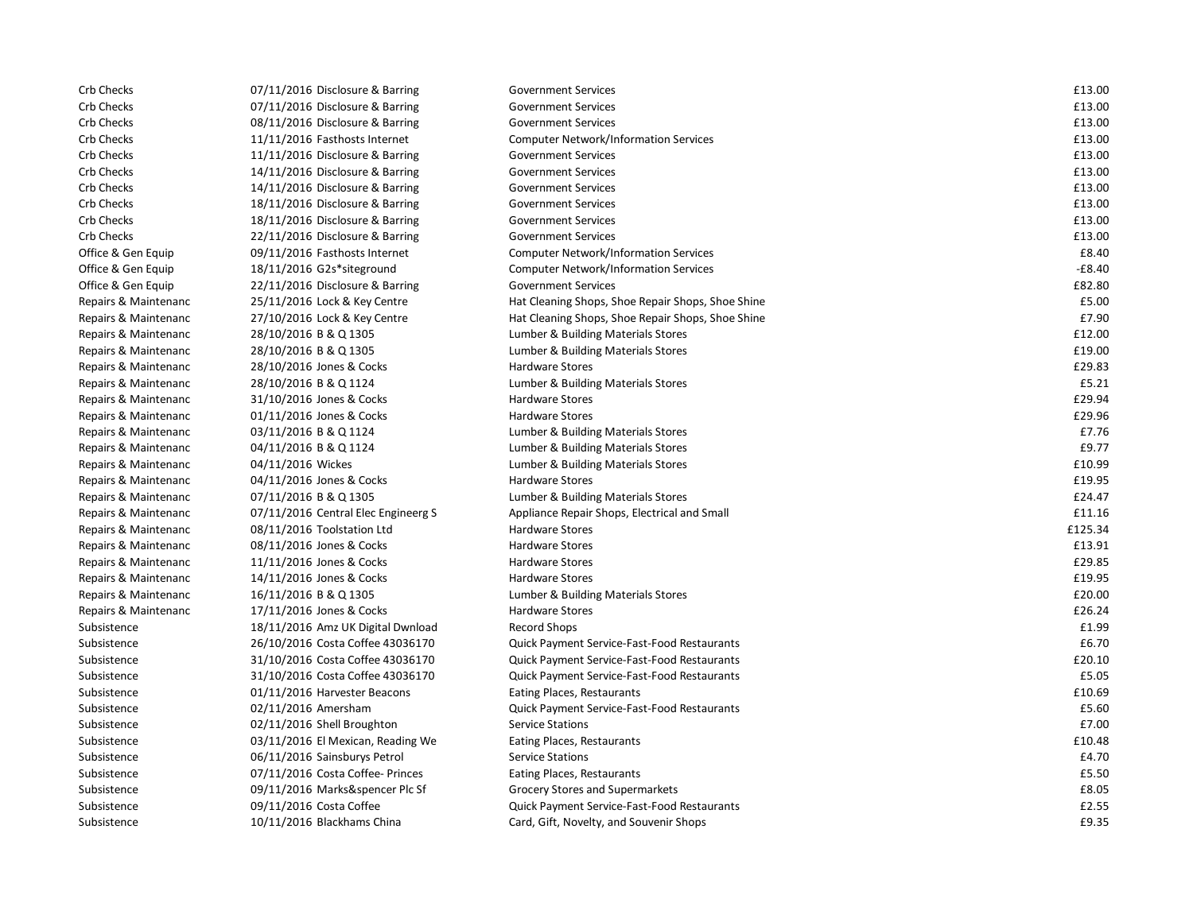| | | | | |
|---|---|---|---|---|
| Crb Checks | 07/11/2016 | Disclosure & Barring | Government Services | £13.00 |
| Crb Checks | 07/11/2016 | Disclosure & Barring | Government Services | £13.00 |
| Crb Checks | 08/11/2016 | Disclosure & Barring | Government Services | £13.00 |
| Crb Checks | 11/11/2016 | Fasthosts Internet | Computer Network/Information Services | £13.00 |
| Crb Checks | 11/11/2016 | Disclosure & Barring | Government Services | £13.00 |
| Crb Checks | 14/11/2016 | Disclosure & Barring | Government Services | £13.00 |
| Crb Checks | 14/11/2016 | Disclosure & Barring | Government Services | £13.00 |
| Crb Checks | 18/11/2016 | Disclosure & Barring | Government Services | £13.00 |
| Crb Checks | 18/11/2016 | Disclosure & Barring | Government Services | £13.00 |
| Crb Checks | 22/11/2016 | Disclosure & Barring | Government Services | £13.00 |
| Office & Gen Equip | 09/11/2016 | Fasthosts Internet | Computer Network/Information Services | £8.40 |
| Office & Gen Equip | 18/11/2016 | G2s*siteground | Computer Network/Information Services | -£8.40 |
| Office & Gen Equip | 22/11/2016 | Disclosure & Barring | Government Services | £82.80 |
| Repairs & Maintenanc | 25/11/2016 | Lock & Key Centre | Hat Cleaning Shops, Shoe Repair Shops, Shoe Shine | £5.00 |
| Repairs & Maintenanc | 27/10/2016 | Lock & Key Centre | Hat Cleaning Shops, Shoe Repair Shops, Shoe Shine | £7.90 |
| Repairs & Maintenanc | 28/10/2016 | B & Q 1305 | Lumber & Building Materials Stores | £12.00 |
| Repairs & Maintenanc | 28/10/2016 | B & Q 1305 | Lumber & Building Materials Stores | £19.00 |
| Repairs & Maintenanc | 28/10/2016 | Jones & Cocks | Hardware Stores | £29.83 |
| Repairs & Maintenanc | 28/10/2016 | B & Q 1124 | Lumber & Building Materials Stores | £5.21 |
| Repairs & Maintenanc | 31/10/2016 | Jones & Cocks | Hardware Stores | £29.94 |
| Repairs & Maintenanc | 01/11/2016 | Jones & Cocks | Hardware Stores | £29.96 |
| Repairs & Maintenanc | 03/11/2016 | B & Q 1124 | Lumber & Building Materials Stores | £7.76 |
| Repairs & Maintenanc | 04/11/2016 | B & Q 1124 | Lumber & Building Materials Stores | £9.77 |
| Repairs & Maintenanc | 04/11/2016 | Wickes | Lumber & Building Materials Stores | £10.99 |
| Repairs & Maintenanc | 04/11/2016 | Jones & Cocks | Hardware Stores | £19.95 |
| Repairs & Maintenanc | 07/11/2016 | B & Q 1305 | Lumber & Building Materials Stores | £24.47 |
| Repairs & Maintenanc | 07/11/2016 | Central Elec Engineerg S | Appliance Repair Shops, Electrical and Small | £11.16 |
| Repairs & Maintenanc | 08/11/2016 | Toolstation Ltd | Hardware Stores | £125.34 |
| Repairs & Maintenanc | 08/11/2016 | Jones & Cocks | Hardware Stores | £13.91 |
| Repairs & Maintenanc | 11/11/2016 | Jones & Cocks | Hardware Stores | £29.85 |
| Repairs & Maintenanc | 14/11/2016 | Jones & Cocks | Hardware Stores | £19.95 |
| Repairs & Maintenanc | 16/11/2016 | B & Q 1305 | Lumber & Building Materials Stores | £20.00 |
| Repairs & Maintenanc | 17/11/2016 | Jones & Cocks | Hardware Stores | £26.24 |
| Subsistence | 18/11/2016 | Amz UK Digital Dwnload | Record Shops | £1.99 |
| Subsistence | 26/10/2016 | Costa Coffee 43036170 | Quick Payment Service-Fast-Food Restaurants | £6.70 |
| Subsistence | 31/10/2016 | Costa Coffee 43036170 | Quick Payment Service-Fast-Food Restaurants | £20.10 |
| Subsistence | 31/10/2016 | Costa Coffee 43036170 | Quick Payment Service-Fast-Food Restaurants | £5.05 |
| Subsistence | 01/11/2016 | Harvester Beacons | Eating Places, Restaurants | £10.69 |
| Subsistence | 02/11/2016 | Amersham | Quick Payment Service-Fast-Food Restaurants | £5.60 |
| Subsistence | 02/11/2016 | Shell Broughton | Service Stations | £7.00 |
| Subsistence | 03/11/2016 | El Mexican, Reading We | Eating Places, Restaurants | £10.48 |
| Subsistence | 06/11/2016 | Sainsburys Petrol | Service Stations | £4.70 |
| Subsistence | 07/11/2016 | Costa Coffee- Princes | Eating Places, Restaurants | £5.50 |
| Subsistence | 09/11/2016 | Marks&spencer Plc Sf | Grocery Stores and Supermarkets | £8.05 |
| Subsistence | 09/11/2016 | Costa Coffee | Quick Payment Service-Fast-Food Restaurants | £2.55 |
| Subsistence | 10/11/2016 | Blackhams China | Card, Gift, Novelty, and Souvenir Shops | £9.35 |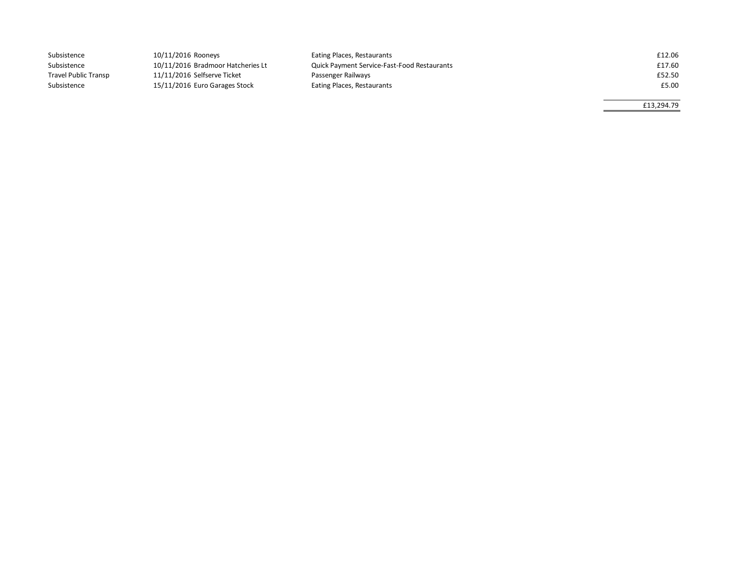| | | | | |
|---|---|---|---|---|
| Subsistence | 10/11/2016 | Rooneys | Eating Places, Restaurants | £12.06 |
| Subsistence | 10/11/2016 | Bradmoor Hatcheries Lt | Quick Payment Service-Fast-Food Restaurants | £17.60 |
| Travel Public Transp | 11/11/2016 | Selfserve Ticket | Passenger Railways | £52.50 |
| Subsistence | 15/11/2016 | Euro Garages Stock | Eating Places, Restaurants | £5.00 |
| | | | | £13,294.79 |